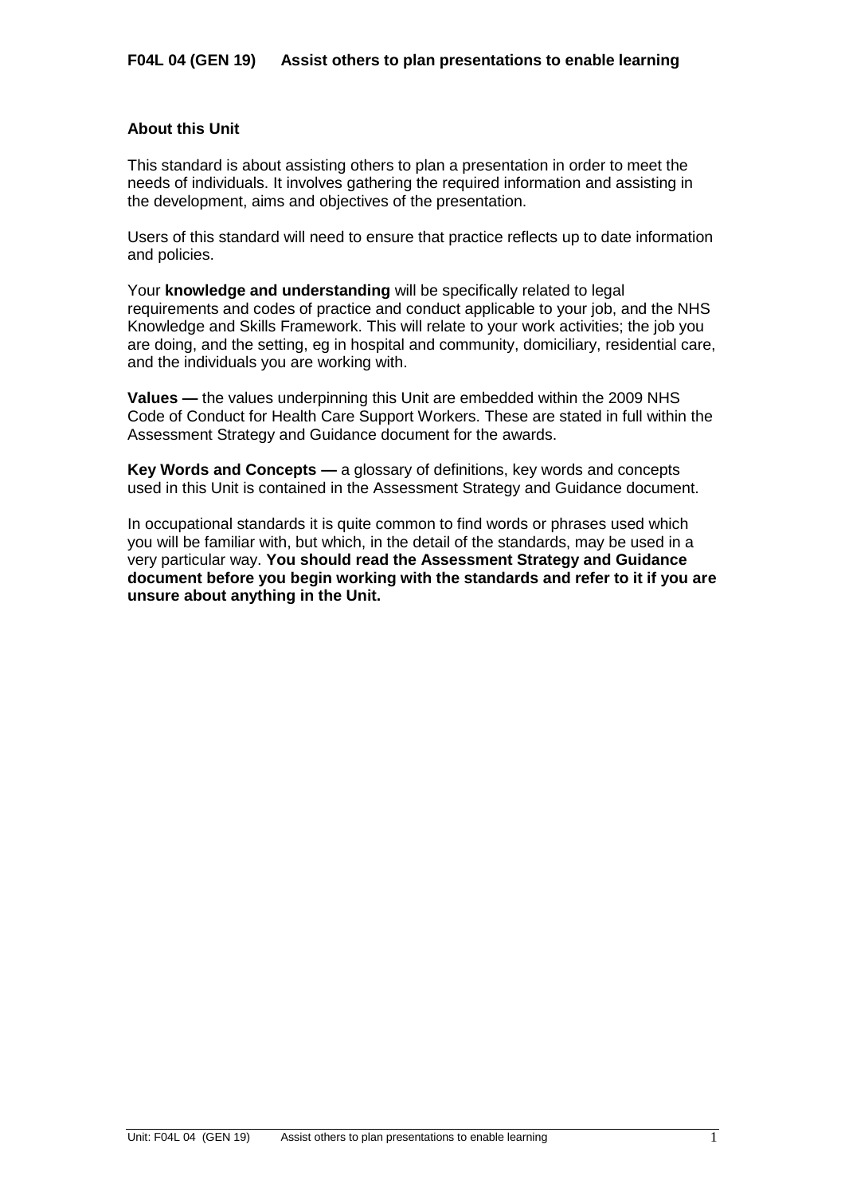# F04L 04 (GEN 19) Assist others to plan presentations to enable learning

## About this Unit

This standard is about assisting others to plan a presentation in order to meet the needs of individuals. It involves gathering the required information and assisting in the development, aims and objectives of the presentation.

Users of this standard will need to ensure that practice reflects up to date information and policies.

Your **knowledge and understanding** will be specifically related to legal requirements and codes of practice and conduct applicable to your job, and the NHS Knowledge and Skills Framework. This will relate to your work activities; the job you are doing, and the setting, eg in hospital and community, domiciliary, residential care, and the individuals you are working with.

**Values —** the values underpinning this Unit are embedded within the 2009 NHS Code of Conduct for Health Care Support Workers. These are stated in full within the Assessment Strategy and Guidance document for the awards.

**Key Words and Concepts —** a glossary of definitions, key words and concepts used in this Unit is contained in the Assessment Strategy and Guidance document.

In occupational standards it is quite common to find words or phrases used which you will be familiar with, but which, in the detail of the standards, may be used in a very particular way. **You should read the Assessment Strategy and Guidance document before you begin working with the standards and refer to it if you are unsure about anything in the Unit.**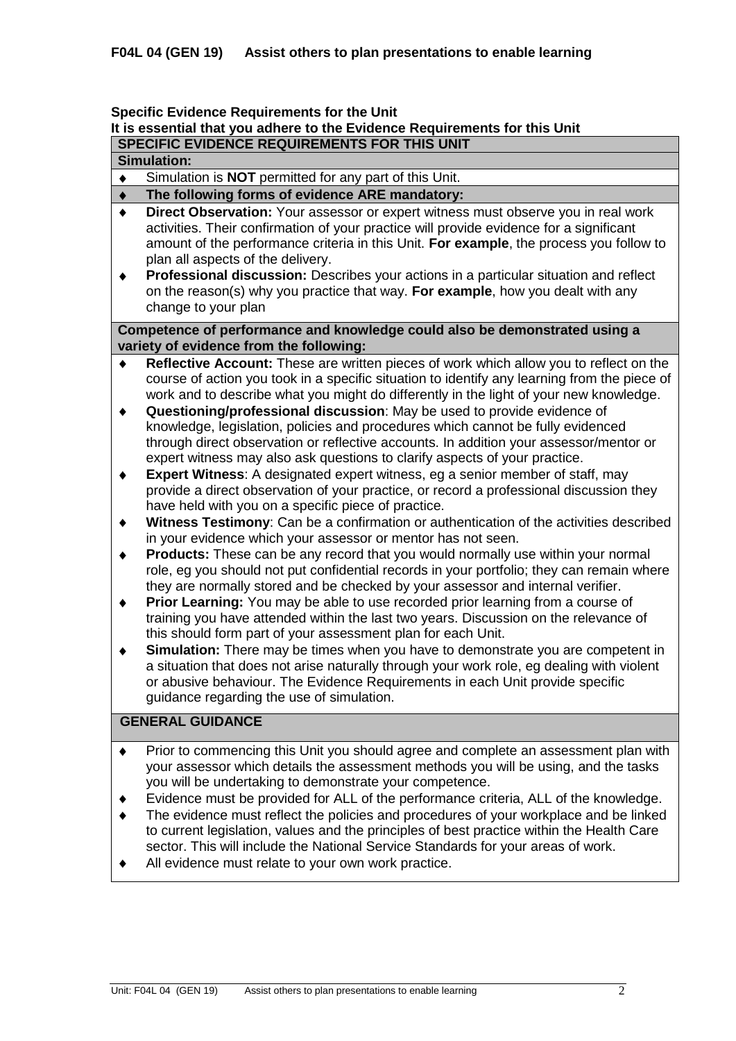**F04L 04 (GEN 19) Assist others to plan presentations to enable learning**

**Specific Evidence Requirements for the Unit**
**It is essential that you adhere to the Evidence Requirements for this Unit**

**SPECIFIC EVIDENCE REQUIREMENTS FOR THIS UNIT**

**Simulation:**

- Simulation is **NOT** permitted for any part of this Unit.
- **The following forms of evidence ARE mandatory:**
- **Direct Observation:** Your assessor or expert witness must observe you in real work activities. Their confirmation of your practice will provide evidence for a significant amount of the performance criteria in this Unit. **For example**, the process you follow to plan all aspects of the delivery.
- **Professional discussion:** Describes your actions in a particular situation and reflect on the reason(s) why you practice that way. **For example**, how you dealt with any change to your plan

**Competence of performance and knowledge could also be demonstrated using a variety of evidence from the following:**

- **Reflective Account:** These are written pieces of work which allow you to reflect on the course of action you took in a specific situation to identify any learning from the piece of work and to describe what you might do differently in the light of your new knowledge.
- **Questioning/professional discussion**: May be used to provide evidence of knowledge, legislation, policies and procedures which cannot be fully evidenced through direct observation or reflective accounts. In addition your assessor/mentor or expert witness may also ask questions to clarify aspects of your practice.
- **Expert Witness**: A designated expert witness, eg a senior member of staff, may provide a direct observation of your practice, or record a professional discussion they have held with you on a specific piece of practice.
- **Witness Testimony**: Can be a confirmation or authentication of the activities described in your evidence which your assessor or mentor has not seen.
- **Products:** These can be any record that you would normally use within your normal role, eg you should not put confidential records in your portfolio; they can remain where they are normally stored and be checked by your assessor and internal verifier.
- **Prior Learning:** You may be able to use recorded prior learning from a course of training you have attended within the last two years. Discussion on the relevance of this should form part of your assessment plan for each Unit.
- **Simulation:** There may be times when you have to demonstrate you are competent in a situation that does not arise naturally through your work role, eg dealing with violent or abusive behaviour. The Evidence Requirements in each Unit provide specific guidance regarding the use of simulation.

**GENERAL GUIDANCE**

- Prior to commencing this Unit you should agree and complete an assessment plan with your assessor which details the assessment methods you will be using, and the tasks you will be undertaking to demonstrate your competence.
- Evidence must be provided for ALL of the performance criteria, ALL of the knowledge.
- The evidence must reflect the policies and procedures of your workplace and be linked to current legislation, values and the principles of best practice within the Health Care sector. This will include the National Service Standards for your areas of work.
- All evidence must relate to your own work practice.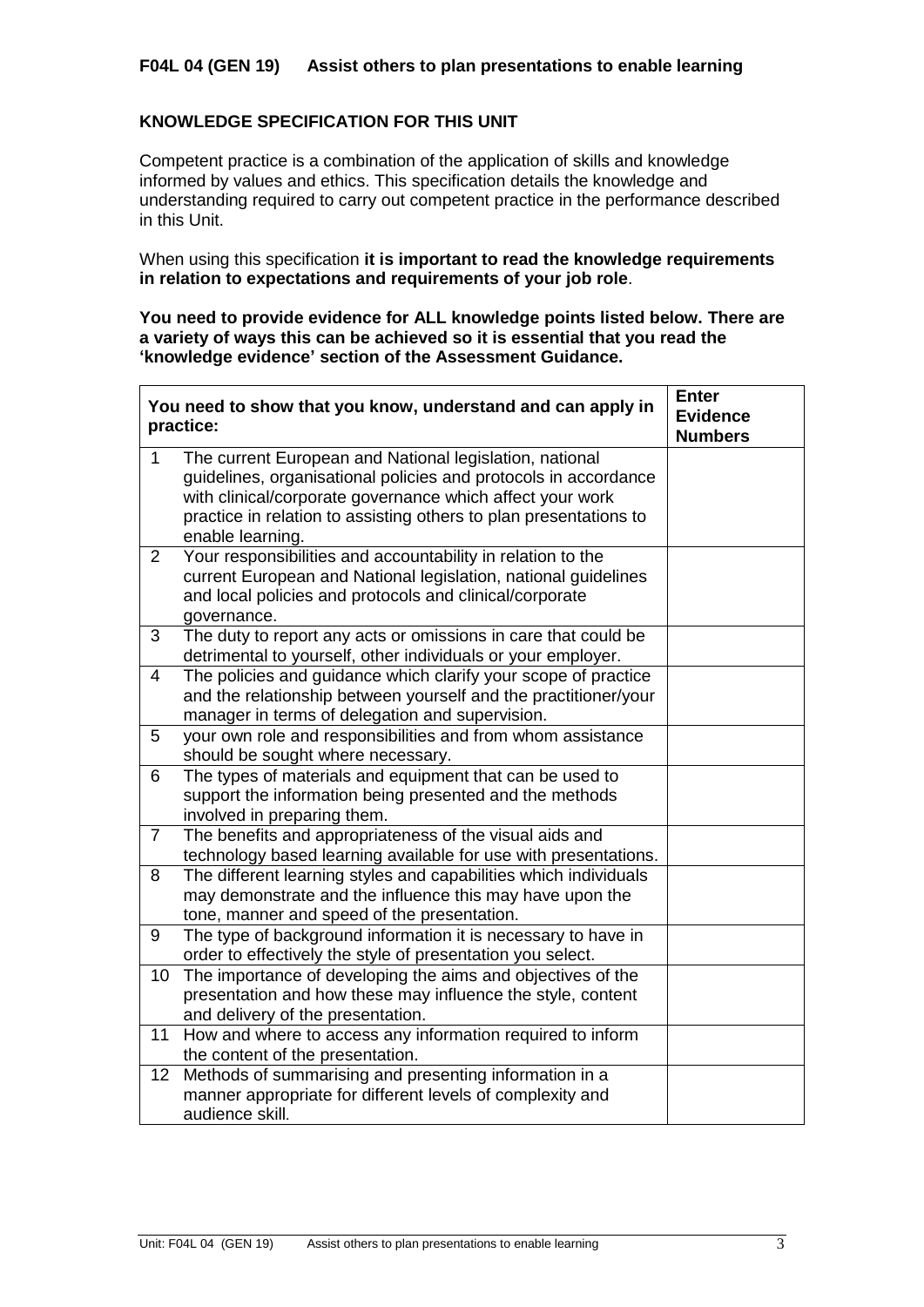**F04L 04 (GEN 19) Assist others to plan presentations to enable learning**

**KNOWLEDGE SPECIFICATION FOR THIS UNIT**

Competent practice is a combination of the application of skills and knowledge informed by values and ethics. This specification details the knowledge and understanding required to carry out competent practice in the performance described in this Unit.

When using this specification **it is important to read the knowledge requirements in relation to expectations and requirements of your job role**.

**You need to provide evidence for ALL knowledge points listed below. There are a variety of ways this can be achieved so it is essential that you read the 'knowledge evidence' section of the Assessment Guidance.**

| You need to show that you know, understand and can apply in practice: | | Enter Evidence Numbers |
|---|---|---|
| 1 | The current European and National legislation, national guidelines, organisational policies and protocols in accordance with clinical/corporate governance which affect your work practice in relation to assisting others to plan presentations to enable learning. | |
| 2 | Your responsibilities and accountability in relation to the current European and National legislation, national guidelines and local policies and protocols and clinical/corporate governance. | |
| 3 | The duty to report any acts or omissions in care that could be detrimental to yourself, other individuals or your employer. | |
| 4 | The policies and guidance which clarify your scope of practice and the relationship between yourself and the practitioner/your manager in terms of delegation and supervision. | |
| 5 | your own role and responsibilities and from whom assistance should be sought where necessary. | |
| 6 | The types of materials and equipment that can be used to support the information being presented and the methods involved in preparing them. | |
| 7 | The benefits and appropriateness of the visual aids and technology based learning available for use with presentations. | |
| 8 | The different learning styles and capabilities which individuals may demonstrate and the influence this may have upon the tone, manner and speed of the presentation. | |
| 9 | The type of background information it is necessary to have in order to effectively the style of presentation you select. | |
| 10 | The importance of developing the aims and objectives of the presentation and how these may influence the style, content and delivery of the presentation. | |
| 11 | How and where to access any information required to inform the content of the presentation. | |
| 12 | Methods of summarising and presenting information in a manner appropriate for different levels of complexity and audience skill. | |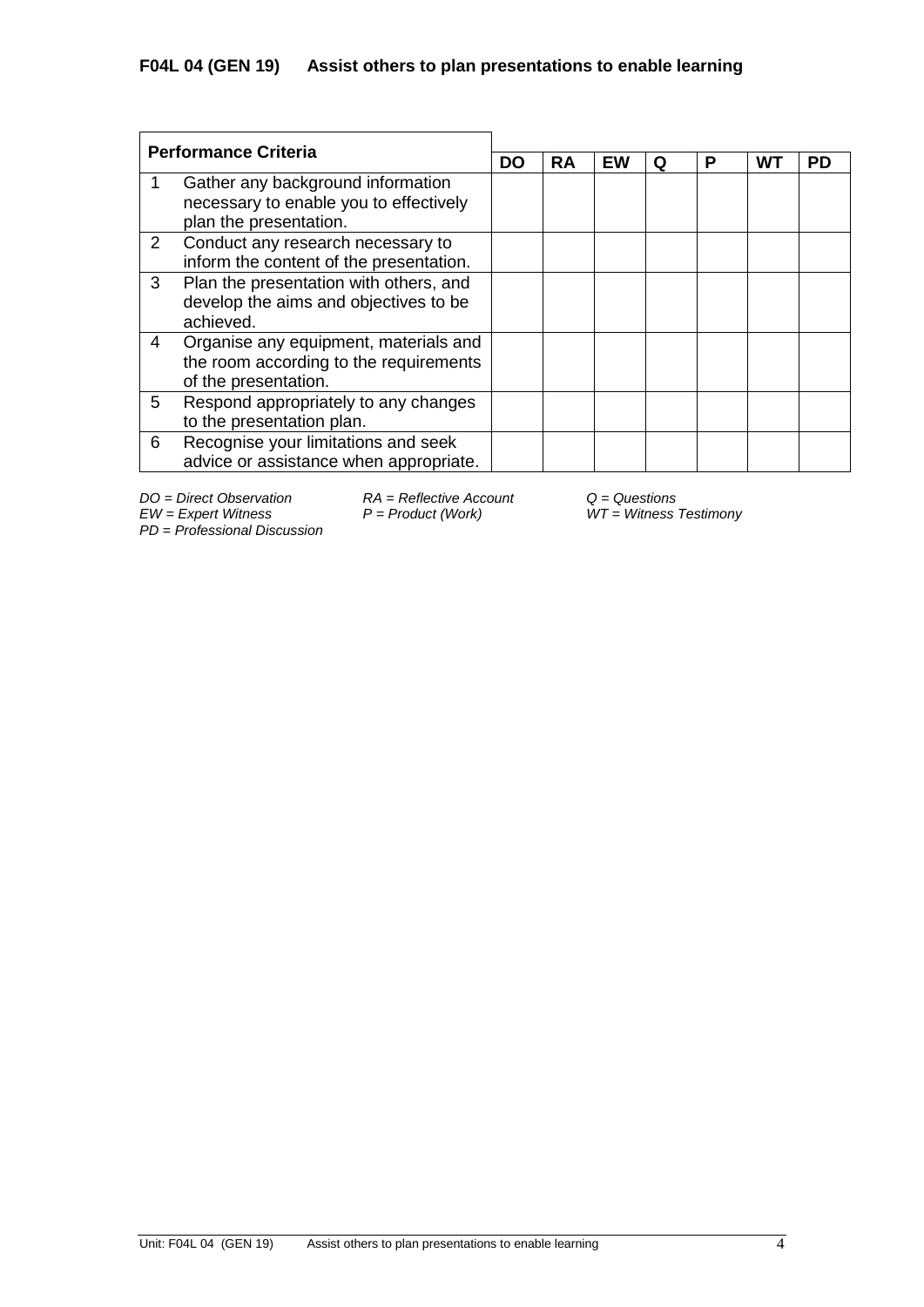### F04L 04 (GEN 19) Assist others to plan presentations to enable learning

| Performance Criteria | | DO | RA | EW | Q | P | WT | PD |
|---|---|---|---|---|---|---|---|---|
| 1 | Gather any background information necessary to enable you to effectively plan the presentation. | | | | | | | |
| 2 | Conduct any research necessary to inform the content of the presentation. | | | | | | | |
| 3 | Plan the presentation with others, and develop the aims and objectives to be achieved. | | | | | | | |
| 4 | Organise any equipment, materials and the room according to the requirements of the presentation. | | | | | | | |
| 5 | Respond appropriately to any changes to the presentation plan. | | | | | | | |
| 6 | Recognise your limitations and seek advice or assistance when appropriate. | | | | | | | |

*DO = Direct Observation* *RA = Reflective Account* *Q = Questions*
*EW = Expert Witness* *P = Product (Work)* *WT = Witness Testimony*
*PD = Professional Discussion*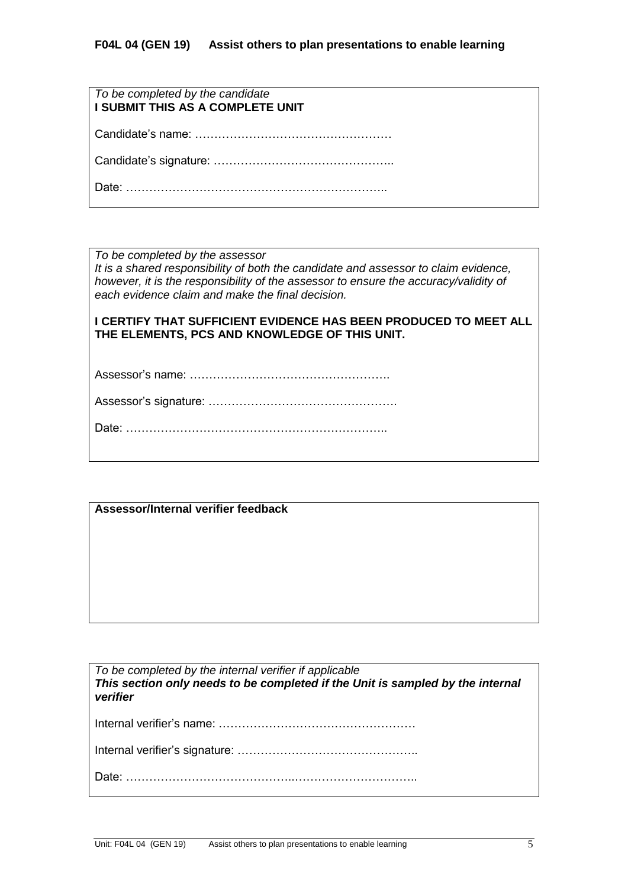**F04L 04 (GEN 19) Assist others to plan presentations to enable learning**

*To be completed by the candidate*
**I SUBMIT THIS AS A COMPLETE UNIT**

Candidate's name: ……………………………………………

Candidate's signature: ………………………………………..

Date: …………………………………………………………..

*To be completed by the assessor*
*It is a shared responsibility of both the candidate and assessor to claim evidence, however, it is the responsibility of the assessor to ensure the accuracy/validity of each evidence claim and make the final decision.*

**I CERTIFY THAT SUFFICIENT EVIDENCE HAS BEEN PRODUCED TO MEET ALL THE ELEMENTS, PCS AND KNOWLEDGE OF THIS UNIT.**

Assessor's name: …………………………………………….

Assessor's signature: ………………………………………….

Date: …………………………………………………………..

**Assessor/Internal verifier feedback**

*To be completed by the internal verifier if applicable*
***This section only needs to be completed if the Unit is sampled by the internal verifier***

Internal verifier's name: ……………………………………………

Internal verifier's signature: ………………………………………..

Date: …………………………………..…………………………..